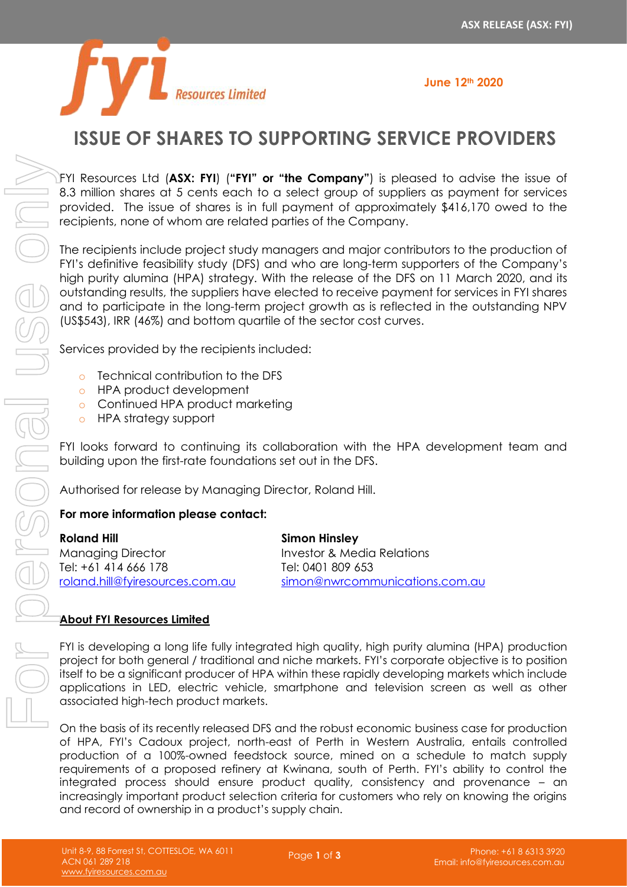ASX RELEASE (ASX: FYI)

June 12th 2020

# ISSUE OF SHARES TO SUPPORTING SERVICE PROVIDERS

FYI Resources Ltd (**ASX: FYI**) (**"FYI" or "the Company"**) is pleased to advise the issue of 8.3 million shares at 5 cents each to a select group of suppliers as payment for services provided. The issue of shares is in full payment of approximately $416,170 owed to the recipients, none of whom are related parties of the Company.

The recipients include project study managers and major contributors to the production of FYI's definitive feasibility study (DFS) and who are long-term supporters of the Company's high purity alumina (HPA) strategy. With the release of the DFS on 11 March 2020, and its outstanding results, the suppliers have elected to receive payment for services in FYI shares and to participate in the long-term project growth as is reflected in the outstanding NPV (US$543), IRR (46%) and bottom quartile of the sector cost curves.

Services provided by the recipients included:

- Technical contribution to the DFS
- HPA product development
- Continued HPA product marketing
- HPA strategy support

FYI looks forward to continuing its collaboration with the HPA development team and building upon the first-rate foundations set out in the DFS.

Authorised for release by Managing Director, Roland Hill.

**For more information please contact:**

**Roland Hill**
Managing Director
Tel: +61 414 666 178
roland.hill@fyiresources.com.au

**Simon Hinsley**
Investor & Media Relations
Tel: 0401 809 653
simon@nwrcommunications.com.au

## About FYI Resources Limited

FYI is developing a long life fully integrated high quality, high purity alumina (HPA) production project for both general / traditional and niche markets. FYI's corporate objective is to position itself to be a significant producer of HPA within these rapidly developing markets which include applications in LED, electric vehicle, smartphone and television screen as well as other associated high-tech product markets.

On the basis of its recently released DFS and the robust economic business case for production of HPA, FYI's Cadoux project, north-east of Perth in Western Australia, entails controlled production of a 100%-owned feedstock source, mined on a schedule to match supply requirements of a proposed refinery at Kwinana, south of Perth. FYI's ability to control the integrated process should ensure product quality, consistency and provenance – an increasingly important product selection criteria for customers who rely on knowing the origins and record of ownership in a product's supply chain.

Unit 8-9, 88 Forrest St, COTTESLOE, WA 6011
ACN 061 289 218
www.fyiresources.com.au

Phone: +61 8 6313 3920
Email: info@fyiresources.com.au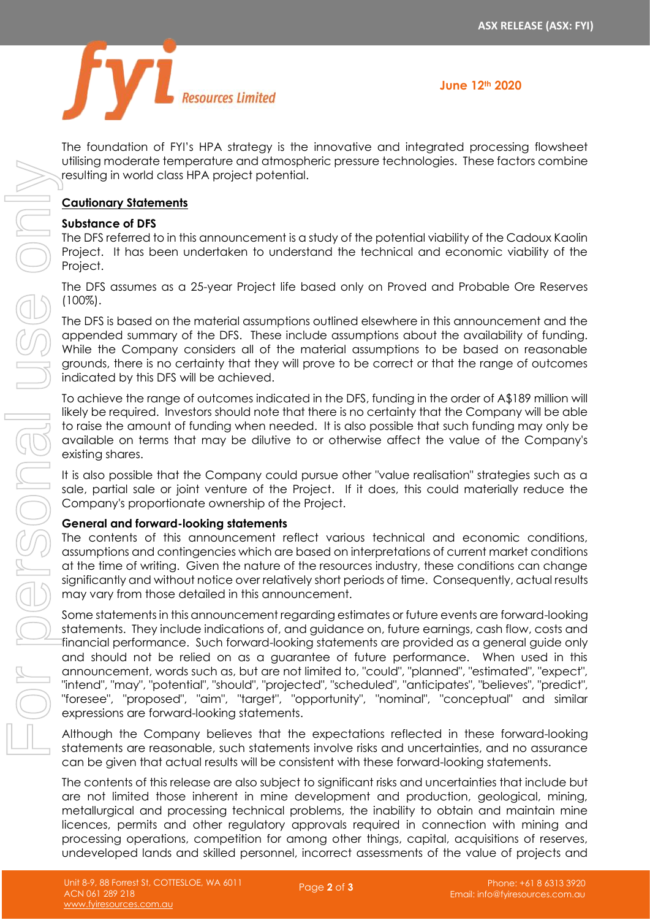The foundation of FYI's HPA strategy is the innovative and integrated processing flowsheet utilising moderate temperature and atmospheric pressure technologies. These factors combine resulting in world class HPA project potential.

## Cautionary Statements

### Substance of DFS

The DFS referred to in this announcement is a study of the potential viability of the Cadoux Kaolin Project. It has been undertaken to understand the technical and economic viability of the Project.

The DFS assumes as a 25-year Project life based only on Proved and Probable Ore Reserves (100%).

The DFS is based on the material assumptions outlined elsewhere in this announcement and the appended summary of the DFS. These include assumptions about the availability of funding. While the Company considers all of the material assumptions to be based on reasonable grounds, there is no certainty that they will prove to be correct or that the range of outcomes indicated by this DFS will be achieved.

To achieve the range of outcomes indicated in the DFS, funding in the order of A$189 million will likely be required. Investors should note that there is no certainty that the Company will be able to raise the amount of funding when needed. It is also possible that such funding may only be available on terms that may be dilutive to or otherwise affect the value of the Company's existing shares.

It is also possible that the Company could pursue other "value realisation" strategies such as a sale, partial sale or joint venture of the Project. If it does, this could materially reduce the Company's proportionate ownership of the Project.

### General and forward-looking statements

The contents of this announcement reflect various technical and economic conditions, assumptions and contingencies which are based on interpretations of current market conditions at the time of writing. Given the nature of the resources industry, these conditions can change significantly and without notice over relatively short periods of time. Consequently, actual results may vary from those detailed in this announcement.

Some statements in this announcement regarding estimates or future events are forward-looking statements. They include indications of, and guidance on, future earnings, cash flow, costs and financial performance. Such forward-looking statements are provided as a general guide only and should not be relied on as a guarantee of future performance. When used in this announcement, words such as, but are not limited to, "could", "planned", "estimated", "expect", "intend", "may", "potential", "should", "projected", "scheduled", "anticipates", "believes", "predict", "foresee", "proposed", "aim", "target", "opportunity", "nominal", "conceptual" and similar expressions are forward-looking statements.

Although the Company believes that the expectations reflected in these forward-looking statements are reasonable, such statements involve risks and uncertainties, and no assurance can be given that actual results will be consistent with these forward-looking statements.

The contents of this release are also subject to significant risks and uncertainties that include but are not limited those inherent in mine development and production, geological, mining, metallurgical and processing technical problems, the inability to obtain and maintain mine licences, permits and other regulatory approvals required in connection with mining and processing operations, competition for among other things, capital, acquisitions of reserves, undeveloped lands and skilled personnel, incorrect assessments of the value of projects and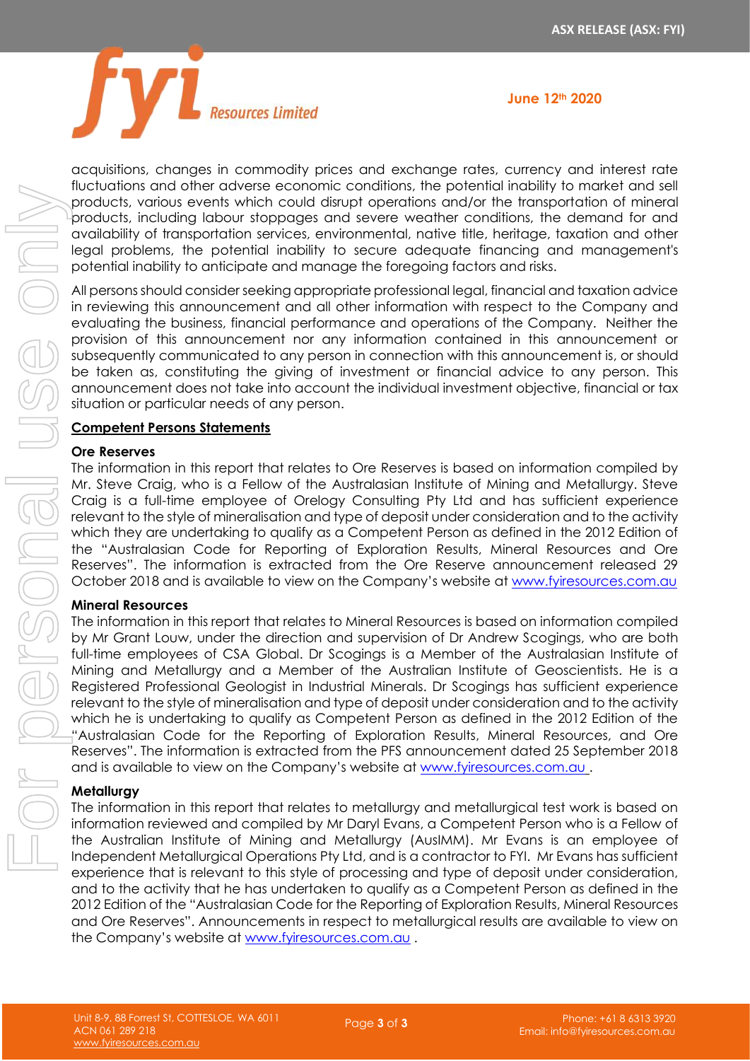acquisitions, changes in commodity prices and exchange rates, currency and interest rate fluctuations and other adverse economic conditions, the potential inability to market and sell products, various events which could disrupt operations and/or the transportation of mineral products, including labour stoppages and severe weather conditions, the demand for and availability of transportation services, environmental, native title, heritage, taxation and other legal problems, the potential inability to secure adequate financing and management's potential inability to anticipate and manage the foregoing factors and risks.

All persons should consider seeking appropriate professional legal, financial and taxation advice in reviewing this announcement and all other information with respect to the Company and evaluating the business, financial performance and operations of the Company. Neither the provision of this announcement nor any information contained in this announcement or subsequently communicated to any person in connection with this announcement is, or should be taken as, constituting the giving of investment or financial advice to any person. This announcement does not take into account the individual investment objective, financial or tax situation or particular needs of any person.

## Competent Persons Statements

### Ore Reserves

The information in this report that relates to Ore Reserves is based on information compiled by Mr. Steve Craig, who is a Fellow of the Australasian Institute of Mining and Metallurgy. Steve Craig is a full-time employee of Orelogy Consulting Pty Ltd and has sufficient experience relevant to the style of mineralisation and type of deposit under consideration and to the activity which they are undertaking to qualify as a Competent Person as defined in the 2012 Edition of the "Australasian Code for Reporting of Exploration Results, Mineral Resources and Ore Reserves". The information is extracted from the Ore Reserve announcement released 29 October 2018 and is available to view on the Company's website at www.fyiresources.com.au

### Mineral Resources

The information in this report that relates to Mineral Resources is based on information compiled by Mr Grant Louw, under the direction and supervision of Dr Andrew Scogings, who are both full-time employees of CSA Global. Dr Scogings is a Member of the Australasian Institute of Mining and Metallurgy and a Member of the Australian Institute of Geoscientists. He is a Registered Professional Geologist in Industrial Minerals. Dr Scogings has sufficient experience relevant to the style of mineralisation and type of deposit under consideration and to the activity which he is undertaking to qualify as Competent Person as defined in the 2012 Edition of the "Australasian Code for the Reporting of Exploration Results, Mineral Resources, and Ore Reserves". The information is extracted from the PFS announcement dated 25 September 2018 and is available to view on the Company's website at www.fyiresources.com.au .

### Metallurgy

The information in this report that relates to metallurgy and metallurgical test work is based on information reviewed and compiled by Mr Daryl Evans, a Competent Person who is a Fellow of the Australian Institute of Mining and Metallurgy (AusIMM). Mr Evans is an employee of Independent Metallurgical Operations Pty Ltd, and is a contractor to FYI. Mr Evans has sufficient experience that is relevant to this style of processing and type of deposit under consideration, and to the activity that he has undertaken to qualify as a Competent Person as defined in the 2012 Edition of the "Australasian Code for the Reporting of Exploration Results, Mineral Resources and Ore Reserves". Announcements in respect to metallurgical results are available to view on the Company's website at www.fyiresources.com.au .